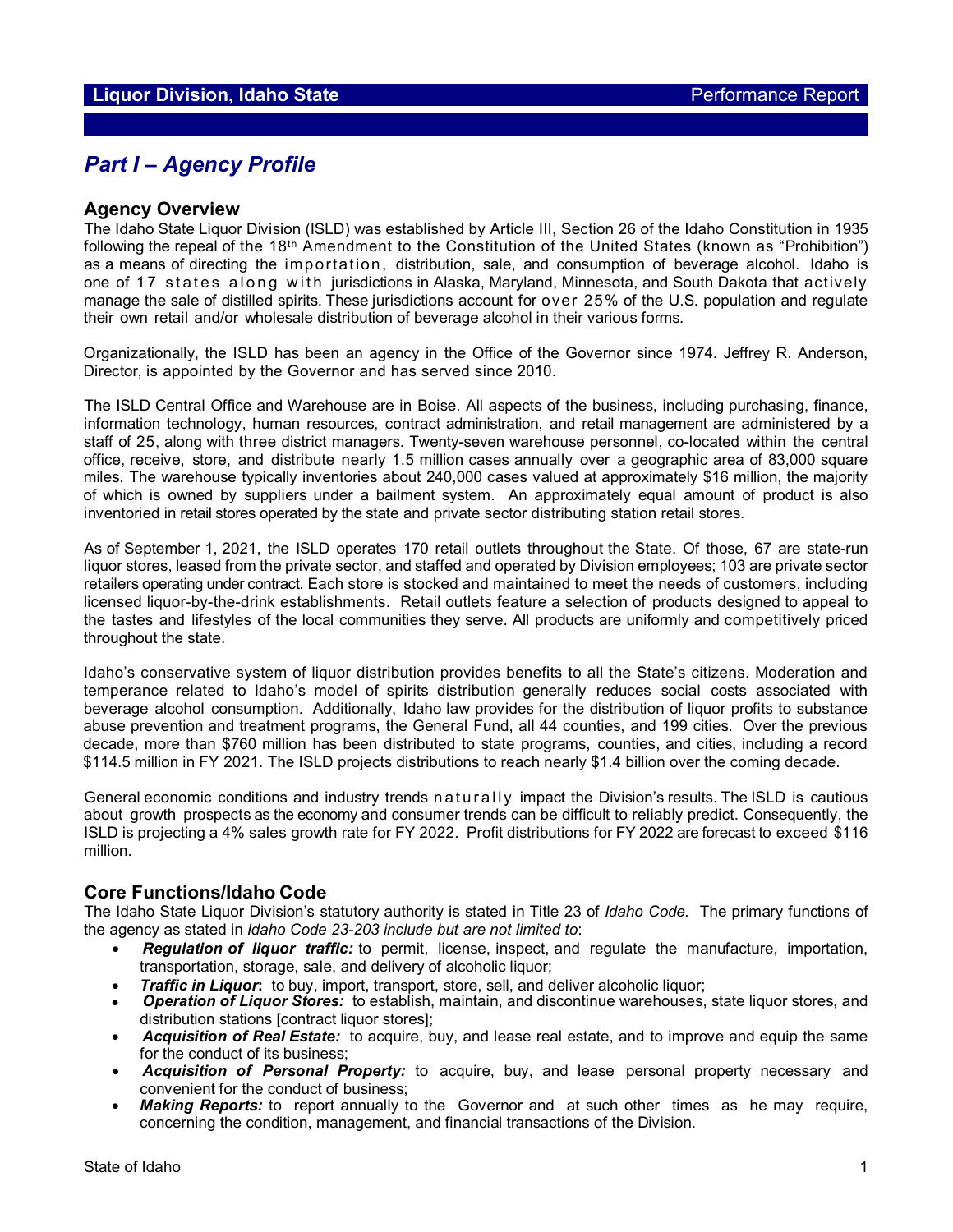**Liquor Division, Idaho State** Performance Report

# *Part I – Agency Profile*

## Agency Overview

The Idaho State Liquor Division (ISLD) was established by Article III, Section 26 of the Idaho Constitution in 1935 following the repeal of the 18th Amendment to the Constitution of the United States (known as "Prohibition") as a means of directing the importation, distribution, sale, and consumption of beverage alcohol. Idaho is one of 17 states along with jurisdictions in Alaska, Maryland, Minnesota, and South Dakota that actively manage the sale of distilled spirits. These jurisdictions account for over 25% of the U.S. population and regulate their own retail and/or wholesale distribution of beverage alcohol in their various forms.

Organizationally, the ISLD has been an agency in the Office of the Governor since 1974. Jeffrey R. Anderson, Director, is appointed by the Governor and has served since 2010.

The ISLD Central Office and Warehouse are in Boise. All aspects of the business, including purchasing, finance, information technology, human resources, contract administration, and retail management are administered by a staff of 25, along with three district managers. Twenty-seven warehouse personnel, co-located within the central office, receive, store, and distribute nearly 1.5 million cases annually over a geographic area of 83,000 square miles. The warehouse typically inventories about 240,000 cases valued at approximately $16 million, the majority of which is owned by suppliers under a bailment system. An approximately equal amount of product is also inventoried in retail stores operated by the state and private sector distributing station retail stores.

As of September 1, 2021, the ISLD operates 170 retail outlets throughout the State. Of those, 67 are state-run liquor stores, leased from the private sector, and staffed and operated by Division employees; 103 are private sector retailers operating under contract. Each store is stocked and maintained to meet the needs of customers, including licensed liquor-by-the-drink establishments. Retail outlets feature a selection of products designed to appeal to the tastes and lifestyles of the local communities they serve. All products are uniformly and competitively priced throughout the state.

Idaho's conservative system of liquor distribution provides benefits to all the State's citizens. Moderation and temperance related to Idaho's model of spirits distribution generally reduces social costs associated with beverage alcohol consumption. Additionally, Idaho law provides for the distribution of liquor profits to substance abuse prevention and treatment programs, the General Fund, all 44 counties, and 199 cities. Over the previous decade, more than $760 million has been distributed to state programs, counties, and cities, including a record $114.5 million in FY 2021. The ISLD projects distributions to reach nearly $1.4 billion over the coming decade.

General economic conditions and industry trends naturally impact the Division's results. The ISLD is cautious about growth prospects as the economy and consumer trends can be difficult to reliably predict. Consequently, the ISLD is projecting a 4% sales growth rate for FY 2022. Profit distributions for FY 2022 are forecast to exceed $116 million.

## Core Functions/Idaho Code

The Idaho State Liquor Division's statutory authority is stated in Title 23 of *Idaho Code.* The primary functions of the agency as stated in *Idaho Code 23-203 include but are not limited to*:

- ***Regulation of liquor traffic:*** to permit, license, inspect, and regulate the manufacture, importation, transportation, storage, sale, and delivery of alcoholic liquor;
- ***Traffic in Liquor*:** to buy, import, transport, store, sell, and deliver alcoholic liquor;
- ***Operation of Liquor Stores:*** to establish, maintain, and discontinue warehouses, state liquor stores, and distribution stations [contract liquor stores];
- ***Acquisition of Real Estate:*** to acquire, buy, and lease real estate, and to improve and equip the same for the conduct of its business;
- ***Acquisition of Personal Property:*** to acquire, buy, and lease personal property necessary and convenient for the conduct of business;
- ***Making Reports:*** to report annually to the Governor and at such other times as he may require, concerning the condition, management, and financial transactions of the Division.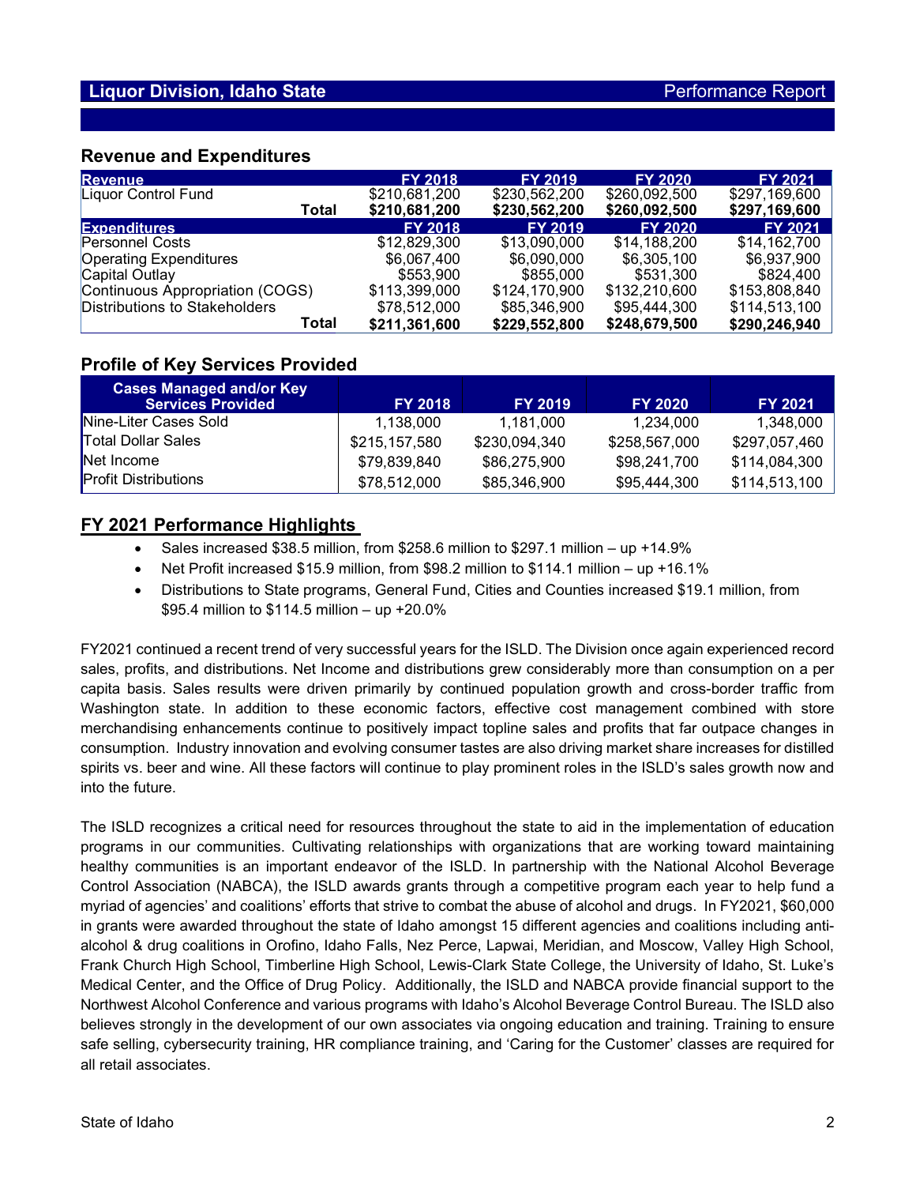## Liquor Division, Idaho State — Performance Report

### Revenue and Expenditures

| Revenue | FY 2018 | FY 2019 | FY 2020 | FY 2021 |
|---|---|---|---|---|
| Liquor Control Fund | $210,681,200 | $230,562,200 | $260,092,500 | $297,169,600 |
| **Total** | **$210,681,200** | **$230,562,200** | **$260,092,500** | **$297,169,600** |
| **Expenditures** | **FY 2018** | **FY 2019** | **FY 2020** | **FY 2021** |
| Personnel Costs | $12,829,300 | $13,090,000 | $14,188,200 | $14,162,700 |
| Operating Expenditures | $6,067,400 | $6,090,000 | $6,305,100 | $6,937,900 |
| Capital Outlay | $553,900 | $855,000 | $531,300 | $824,400 |
| Continuous Appropriation (COGS) | $113,399,000 | $124,170,900 | $132,210,600 | $153,808,840 |
| Distributions to Stakeholders | $78,512,000 | $85,346,900 | $95,444,300 | $114,513,100 |
| **Total** | **$211,361,600** | **$229,552,800** | **$248,679,500** | **$290,246,940** |

### Profile of Key Services Provided

| Cases Managed and/or Key Services Provided | FY 2018 | FY 2019 | FY 2020 | FY 2021 |
|---|---|---|---|---|
| Nine-Liter Cases Sold | 1,138,000 | 1,181,000 | 1,234,000 | 1,348,000 |
| Total Dollar Sales | $215,157,580 | $230,094,340 | $258,567,000 | $297,057,460 |
| Net Income | $79,839,840 | $86,275,900 | $98,241,700 | $114,084,300 |
| Profit Distributions | $78,512,000 | $85,346,900 | $95,444,300 | $114,513,100 |

### FY 2021 Performance Highlights

- Sales increased $38.5 million, from $258.6 million to $297.1 million – up +14.9%
- Net Profit increased $15.9 million, from $98.2 million to $114.1 million – up +16.1%
- Distributions to State programs, General Fund, Cities and Counties increased $19.1 million, from $95.4 million to $114.5 million – up +20.0%

FY2021 continued a recent trend of very successful years for the ISLD. The Division once again experienced record sales, profits, and distributions. Net Income and distributions grew considerably more than consumption on a per capita basis. Sales results were driven primarily by continued population growth and cross-border traffic from Washington state. In addition to these economic factors, effective cost management combined with store merchandising enhancements continue to positively impact topline sales and profits that far outpace changes in consumption. Industry innovation and evolving consumer tastes are also driving market share increases for distilled spirits vs. beer and wine. All these factors will continue to play prominent roles in the ISLD's sales growth now and into the future.

The ISLD recognizes a critical need for resources throughout the state to aid in the implementation of education programs in our communities. Cultivating relationships with organizations that are working toward maintaining healthy communities is an important endeavor of the ISLD. In partnership with the National Alcohol Beverage Control Association (NABCA), the ISLD awards grants through a competitive program each year to help fund a myriad of agencies' and coalitions' efforts that strive to combat the abuse of alcohol and drugs. In FY2021, $60,000 in grants were awarded throughout the state of Idaho amongst 15 different agencies and coalitions including anti-alcohol & drug coalitions in Orofino, Idaho Falls, Nez Perce, Lapwai, Meridian, and Moscow, Valley High School, Frank Church High School, Timberline High School, Lewis-Clark State College, the University of Idaho, St. Luke's Medical Center, and the Office of Drug Policy. Additionally, the ISLD and NABCA provide financial support to the Northwest Alcohol Conference and various programs with Idaho's Alcohol Beverage Control Bureau. The ISLD also believes strongly in the development of our own associates via ongoing education and training. Training to ensure safe selling, cybersecurity training, HR compliance training, and 'Caring for the Customer' classes are required for all retail associates.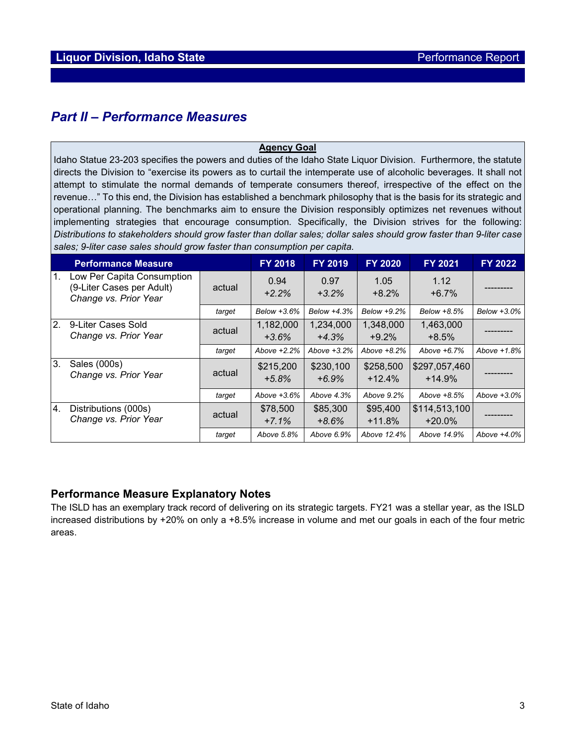## Part II – Performance Measures

| **Agency Goal** |
|---|
| Idaho Statue 23-203 specifies the powers and duties of the Idaho State Liquor Division. Furthermore, the statute directs the Division to "exercise its powers as to curtail the intemperate use of alcoholic beverages. It shall not attempt to stimulate the normal demands of temperate consumers thereof, irrespective of the effect on the revenue…" To this end, the Division has established a benchmark philosophy that is the basis for its strategic and operational planning. The benchmarks aim to ensure the Division responsibly optimizes net revenues without implementing strategies that encourage consumption. Specifically, the Division strives for the following: *Distributions to stakeholders should grow faster than dollar sales; dollar sales should grow faster than 9-liter case sales; 9-liter case sales should grow faster than consumption per capita.* |

| Performance Measure | | FY 2018 | FY 2019 | FY 2020 | FY 2021 | FY 2022 |
|---|---|---|---|---|---|---|
| 1. Low Per Capita Consumption (9-Liter Cases per Adult) *Change vs. Prior Year* | actual | 0.94 *+2.2%* | 0.97 *+3.2%* | 1.05 +8.2% | 1.12 +6.7% | --------- |
| | *target* | *Below +3.6%* | *Below +4.3%* | *Below +9.2%* | *Below +8.5%* | *Below +3.0%* |
| 2. 9-Liter Cases Sold *Change vs. Prior Year* | actual | 1,182,000 *+3.6%* | 1,234,000 *+4.3%* | 1,348,000 +9.2% | 1,463,000 +8.5% | --------- |
| | *target* | *Above +2.2%* | *Above +3.2%* | *Above +8.2%* | *Above +6.7%* | *Above +1.8%* |
| 3. Sales (000s) *Change vs. Prior Year* | actual | $215,200 *+5.8%* | $230,100 *+6.9%* | $258,500 +12.4% | $297,057,460 +14.9% | --------- |
| | *target* | *Above +3.6%* | *Above 4.3%* | *Above 9.2%* | *Above +8.5%* | *Above +3.0%* |
| 4. Distributions (000s) *Change vs. Prior Year* | actual | $78,500 *+7.1%* | $85,300 *+8.6%* | $95,400 +11.8% | $114,513,100 +20.0% | --------- |
| | *target* | *Above 5.8%* | *Above 6.9%* | *Above 12.4%* | *Above 14.9%* | *Above +4.0%* |

### Performance Measure Explanatory Notes

The ISLD has an exemplary track record of delivering on its strategic targets. FY21 was a stellar year, as the ISLD increased distributions by +20% on only a +8.5% increase in volume and met our goals in each of the four metric areas.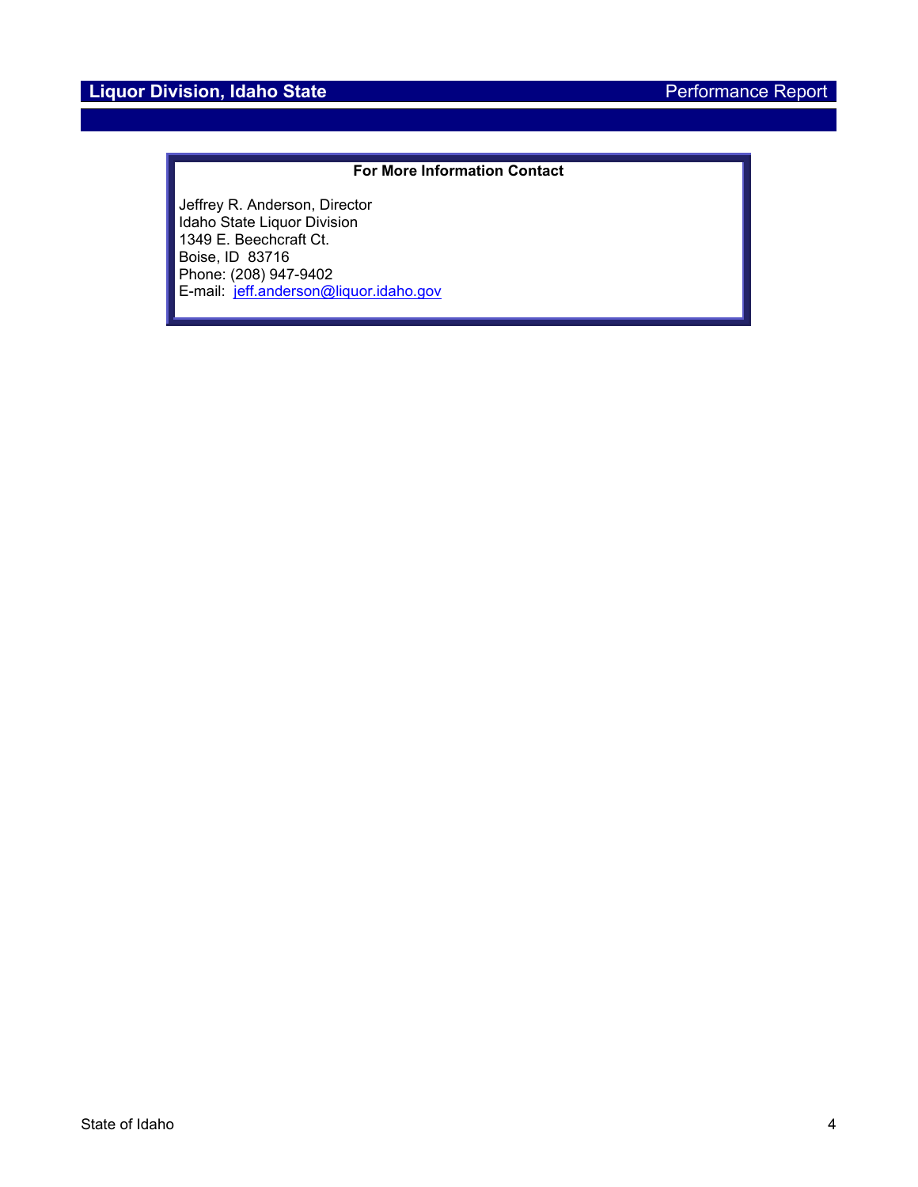**For More Information Contact**

Jeffrey R. Anderson, Director
Idaho State Liquor Division
1349 E. Beechcraft Ct.
Boise, ID 83716
Phone: (208) 947-9402
E-mail: jeff.anderson@liquor.idaho.gov